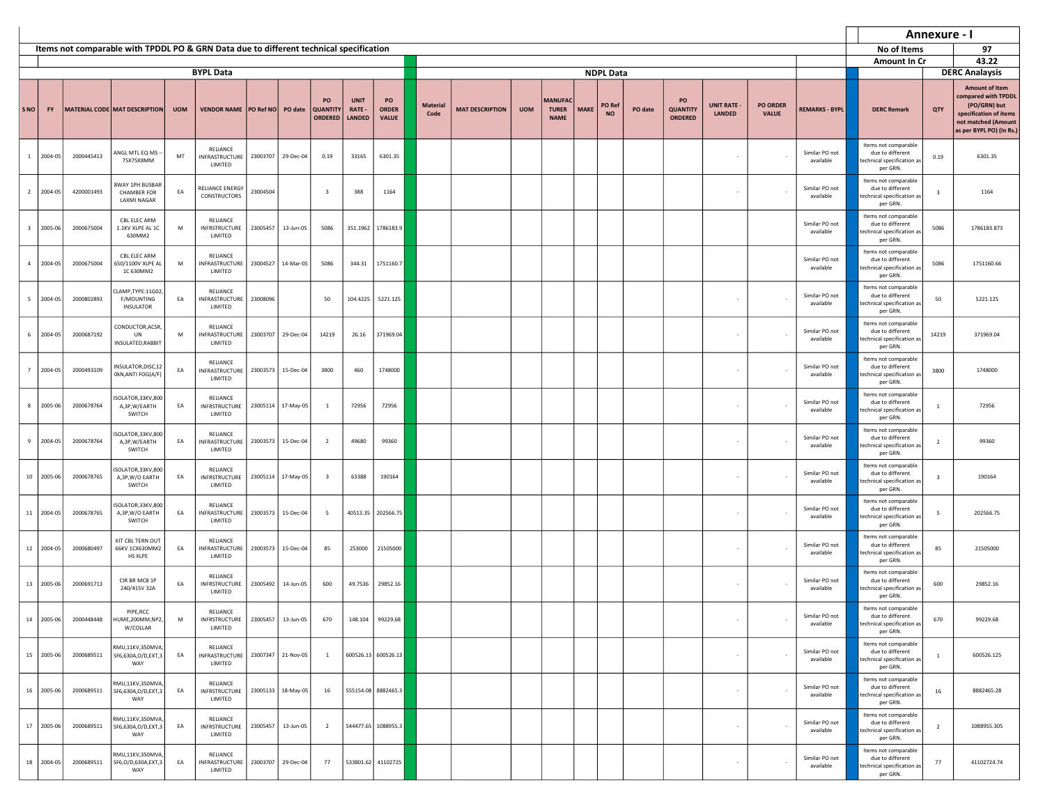# Annexure - I

## Items not comparable with TPDDL PO & GRN Data due to different technical specification

| No of Items | 97 |
|---|---|
| Amount In Cr | 43.22 |

| BYPL Data | | | | | | | | | | | NDPL Data | | | | | | | | | | | DERC Analaysis | | |
|---|---|---|---|---|---|---|---|---|---|---|---|---|---|---|---|---|---|---|---|---|---|---|---|---|
| S NO | FY | MATERIAL CODE | MAT DESCRIPTION | UOM | VENDOR NAME | PO Ref NO | PO date | PO QUANTITY ORDERED | UNIT RATE - LANDED | PO ORDER VALUE | Material Code | MAT DESCRIPTION | UOM | MANUFACTURER NAME | MAKE | PO Ref NO | PO date | PO QUANTITY ORDERED | UNIT RATE - LANDED | PO ORDER VALUE | REMARKS - BYPL | DERC Remark | QTY | Amount of Item compared with TPDDL (PO/GRN) but specification of items not matched (Amount as per BYPL PO) (In Rs.) |
| 1 | 2004-05 | 2000445413 | ANGL MTL EQ MS -- 75X75X8MM | MT | RELIANCE INFRASTRUCTURE LIMITED | 23003707 | 29-Dec-04 | 0.19 | 33165 | 6301.35 | | | | | | | | | - | - | Similar PO not available | Items not comparable due to different technical specification as per GRN. | 0.19 | 6301.35 |
| 2 | 2004-05 | 4200001493 | 8WAY 1PH BUSBAR CHAMBER FOR LAXMI NAGAR | EA | RELIANCE ENERGY CONSTRUCTORS | 23004504 | | 3 | 388 | 1164 | | | | | | | | | - | - | Similar PO not available | Items not comparable due to different technical specification as per GRN. | 3 | 1164 |
| 3 | 2005-06 | 2000675004 | CBL ELEC ARM 1.1KV XLPE AL 1C 630MM2 | M | RELIANCE INFRSTRUCTURE LIMITED | 23005457 | 13-Jun-05 | 5086 | 351.1962 | 1786183.9 | | | | | | | | | | | Similar PO not available | Items not comparable due to different technical specification as per GRN. | 5086 | 1786183.873 |
| 4 | 2004-05 | 2000675004 | CBL ELEC ARM 650/1100V XLPE AL 1C 630MM2 | M | RELIANCE INFRASTRUCTURE LIMITED | 23004527 | 14-Mar-05 | 5086 | 344.31 | 1751160.7 | | | | | | | | | | | Similar PO not available | Items not comparable due to different technical specification as per GRN. | 5086 | 1751160.66 |
| 5 | 2004-05 | 2000802893 | CLAMP,TYPE:11G02, F/MOUNTING INSULATOR | EA | RELIANCE INFRASTRUCTURE LIMITED | 23008096 | | 50 | 104.4225 | 5221.125 | | | | | | | | | - | - | Similar PO not available | Items not comparable due to different technical specification as per GRN. | 50 | 5221.125 |
| 6 | 2004-05 | 2000687192 | CONDUCTOR,ACSR, UN INSULATED,RABBIT | M | RELIANCE INFRASTRUCTURE LIMITED | 23003707 | 29-Dec-04 | 14219 | 26.16 | 371969.04 | | | | | | | | | - | - | Similar PO not available | Items not comparable due to different technical specification as per GRN. | 14219 | 371969.04 |
| 7 | 2004-05 | 2000493109 | INSULATOR,DISC,120kN,ANTI FOG(A/F) | EA | RELIANCE INFRASTRUCTURE LIMITED | 23003573 | 15-Dec-04 | 3800 | 460 | 1748000 | | | | | | | | | - | - | Similar PO not available | Items not comparable due to different technical specification as per GRN. | 3800 | 1748000 |
| 8 | 2005-06 | 2000678764 | ISOLATOR,33KV,800 A,3P,W/EARTH SWITCH | EA | RELIANCE INFRSTRUCTURE LIMITED | 23005114 | 17-May-05 | 1 | 72956 | 72956 | | | | | | | | | - | - | Similar PO not available | Items not comparable due to different technical specification as per GRN. | 1 | 72956 |
| 9 | 2004-05 | 2000678764 | ISOLATOR,33KV,800 A,3P,W/EARTH SWITCH | EA | RELIANCE INFRASTRUCTURE LIMITED | 23003573 | 15-Dec-04 | 2 | 49680 | 99360 | | | | | | | | | - | - | Similar PO not available | Items not comparable due to different technical specification as per GRN. | 2 | 99360 |
| 10 | 2005-06 | 2000678765 | ISOLATOR,33KV,800 A,3P,W/O EARTH SWITCH | EA | RELIANCE INFRSTRUCTURE LIMITED | 23005114 | 17-May-05 | 3 | 63388 | 190164 | | | | | | | | | - | - | Similar PO not available | Items not comparable due to different technical specification as per GRN. | 3 | 190164 |
| 11 | 2004-05 | 2000678765 | ISOLATOR,33KV,800 A,3P,W/O EARTH SWITCH | EA | RELIANCE INFRASTRUCTURE LIMITED | 23003573 | 15-Dec-04 | 5 | 40513.35 | 202566.75 | | | | | | | | | - | - | Similar PO not available | Items not comparable due to different technical specification as per GRN. | 5 | 202566.75 |
| 12 | 2004-05 | 2000680497 | KIT CBL TERN OUT 66KV 1CX630MM2 HS XLPE | EA | RELIANCE INFRASTRUCTURE LIMITED | 23003573 | 15-Dec-04 | 85 | 253000 | 21505000 | | | | | | | | | - | - | Similar PO not available | Items not comparable due to different technical specification as per GRN. | 85 | 21505000 |
| 13 | 2005-06 | 2000691713 | CIR BR MCB 1P 240/415V 32A | EA | RELIANCE INFRSTRUCTURE LIMITED | 23005492 | 14-Jun-05 | 600 | 49.7536 | 29852.16 | | | | | | | | | - | - | Similar PO not available | Items not comparable due to different technical specification as per GRN. | 600 | 29852.16 |
| 14 | 2005-06 | 2000448448 | PIPE,RCC HUME,200MM,NP2, W/COLLAR | M | RELIANCE INFRSTRUCTURE LIMITED | 23005457 | 13-Jun-05 | 670 | 148.104 | 99229.68 | | | | | | | | | - | - | Similar PO not available | Items not comparable due to different technical specification as per GRN. | 670 | 99229.68 |
| 15 | 2005-06 | 2000689511 | RMU,11KV,350MVA, SF6,630A,O/D,EXT,3 WAY | EA | RELIANCE INFRSTRUCTURE LIMITED | 23007347 | 21-Nov-05 | 1 | 600526.13 | 600526.13 | | | | | | | | | - | - | Similar PO not available | Items not comparable due to different technical specification as per GRN. | 1 | 600526.125 |
| 16 | 2005-06 | 2000689511 | RMU,11KV,350MVA, SF6,630A,O/D,EXT,3 WAY | EA | RELIANCE INFRSTRUCTURE LIMITED | 23005133 | 18-May-05 | 16 | 555154.08 | 8882465.3 | | | | | | | | | - | - | Similar PO not available | Items not comparable due to different technical specification as per GRN. | 16 | 8882465.28 |
| 17 | 2005-06 | 2000689511 | RMU,11KV,350MVA, SF6,630A,O/D,EXT,3 WAY | EA | RELIANCE INFRSTRUCTURE LIMITED | 23005457 | 13-Jun-05 | 2 | 544477.65 | 1088955.3 | | | | | | | | | - | - | Similar PO not available | Items not comparable due to different technical specification as per GRN. | 2 | 1088955.305 |
| 18 | 2004-05 | 2000689511 | RMU,11KV,350MVA, SF6,O/D,630A,EXT,3 WAY | EA | RELIANCE INFRASTRUCTURE LIMITED | 23003707 | 29-Dec-04 | 77 | 533801.62 | 41102725 | | | | | | | | | - | - | Similar PO not available | Items not comparable due to different technical specification as per GRN. | 77 | 41102724.74 |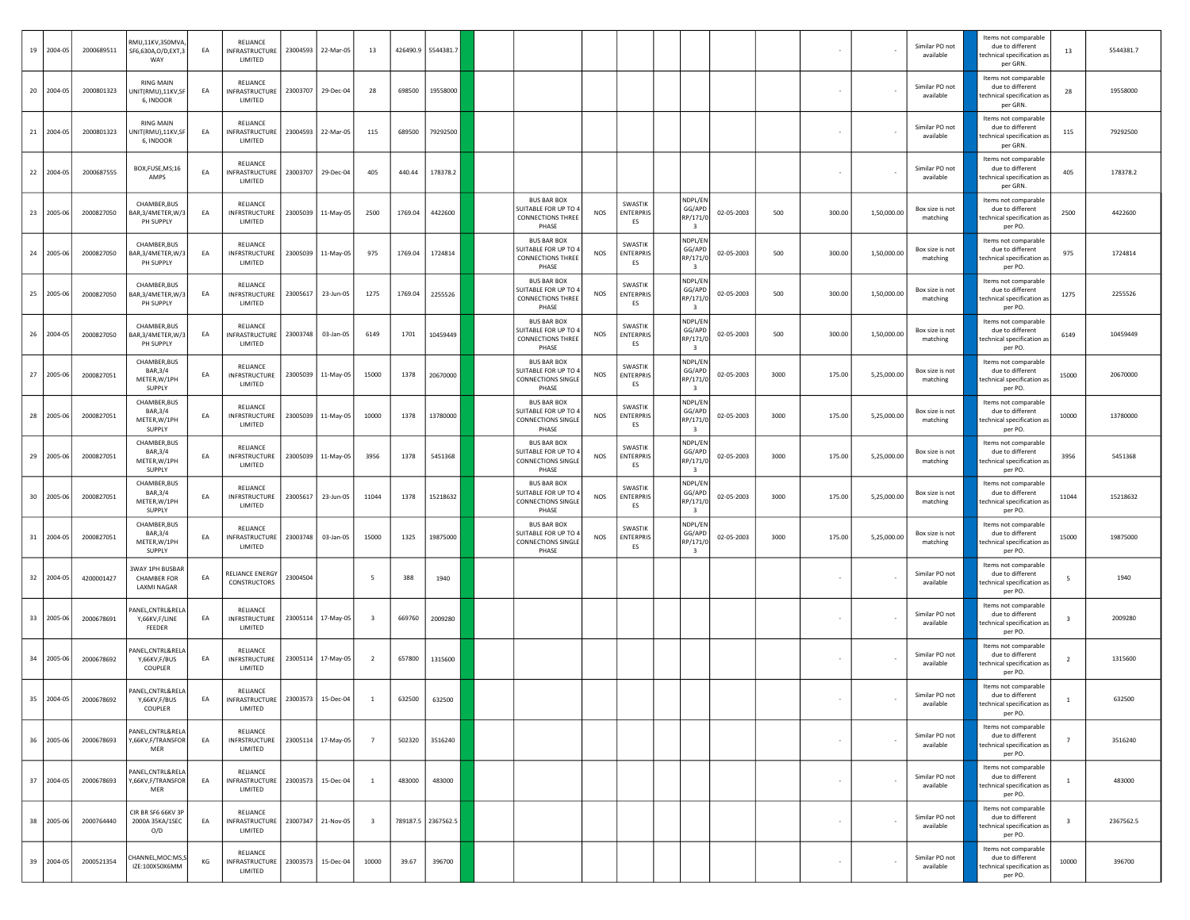| | | | | | | | | | | | | | | | | | | | | | | | |
|---|---|---|---|---|---|---|---|---|---|---|---|---|---|---|---|---|---|---|---|---|---|---|---|
| 19 | 2004-05 | 2000689511 | RMU,11KV,350MVA,SF6,630A,O/D,EXT,3 WAY | EA | RELIANCE INFRASTRUCTURE LIMITED | 23004593 | 22-Mar-05 | 13 | 426490.9 | 5544381.7 | | | | | | | | | - | - | Similar PO not available | | Items not comparable due to different technical specification as per GRN. | 13 | 5544381.7 |
| 20 | 2004-05 | 2000801323 | RING MAIN UNIT(RMU),11KV,SF6, INDOOR | EA | RELIANCE INFRASTRUCTURE LIMITED | 23003707 | 29-Dec-04 | 28 | 698500 | 19558000 | | | | | | | | | - | - | Similar PO not available | | Items not comparable due to different technical specification as per GRN. | 28 | 19558000 |
| 21 | 2004-05 | 2000801323 | RING MAIN UNIT(RMU),11KV,SF6, INDOOR | EA | RELIANCE INFRASTRUCTURE LIMITED | 23004593 | 22-Mar-05 | 115 | 689500 | 79292500 | | | | | | | | | - | - | Similar PO not available | | Items not comparable due to different technical specification as per GRN. | 115 | 79292500 |
| 22 | 2004-05 | 2000687555 | BOX,FUSE,MS;16 AMPS | EA | RELIANCE INFRASTRUCTURE LIMITED | 23003707 | 29-Dec-04 | 405 | 440.44 | 178378.2 | | | | | | | | | - | - | Similar PO not available | | Items not comparable due to different technical specification as per GRN. | 405 | 178378.2 |
| 23 | 2005-06 | 2000827050 | CHAMBER,BUS BAR,3/4METER,W/3 PH SUPPLY | EA | RELIANCE INFRSTRUCTURE LIMITED | 23005039 | 11-May-05 | 2500 | 1769.04 | 4422600 | | BUS BAR BOX SUITABLE FOR UP TO 4 CONNECTIONS THREE PHASE | NOS | SWASTIK ENTERPRISES | | NDPL/ENGG/APDRP/171/03 | 02-05-2003 | 500 | 300.00 | 1,50,000.00 | Box size is not matching | | Items not comparable due to different technical specification as per PO. | 2500 | 4422600 |
| 24 | 2005-06 | 2000827050 | CHAMBER,BUS BAR,3/4METER,W/3 PH SUPPLY | EA | RELIANCE INFRSTRUCTURE LIMITED | 23005039 | 11-May-05 | 975 | 1769.04 | 1724814 | | BUS BAR BOX SUITABLE FOR UP TO 4 CONNECTIONS THREE PHASE | NOS | SWASTIK ENTERPRISES | | NDPL/ENGG/APDRP/171/03 | 02-05-2003 | 500 | 300.00 | 1,50,000.00 | Box size is not matching | | Items not comparable due to different technical specification as per PO. | 975 | 1724814 |
| 25 | 2005-06 | 2000827050 | CHAMBER,BUS BAR,3/4METER,W/3 PH SUPPLY | EA | RELIANCE INFRSTRUCTURE LIMITED | 23005617 | 23-Jun-05 | 1275 | 1769.04 | 2255526 | | BUS BAR BOX SUITABLE FOR UP TO 4 CONNECTIONS THREE PHASE | NOS | SWASTIK ENTERPRISES | | NDPL/ENGG/APDRP/171/03 | 02-05-2003 | 500 | 300.00 | 1,50,000.00 | Box size is not matching | | Items not comparable due to different technical specification as per PO. | 1275 | 2255526 |
| 26 | 2004-05 | 2000827050 | CHAMBER,BUS BAR,3/4METER,W/3 PH SUPPLY | EA | RELIANCE INFRASTRUCTURE LIMITED | 23003748 | 03-Jan-05 | 6149 | 1701 | 10459449 | | BUS BAR BOX SUITABLE FOR UP TO 4 CONNECTIONS THREE PHASE | NOS | SWASTIK ENTERPRISES | | NDPL/ENGG/APDRP/171/03 | 02-05-2003 | 500 | 300.00 | 1,50,000.00 | Box size is not matching | | Items not comparable due to different technical specification as per PO. | 6149 | 10459449 |
| 27 | 2005-06 | 2000827051 | CHAMBER,BUS BAR,3/4 METER,W/1PH SUPPLY | EA | RELIANCE INFRSTRUCTURE LIMITED | 23005039 | 11-May-05 | 15000 | 1378 | 20670000 | | BUS BAR BOX SUITABLE FOR UP TO 4 CONNECTIONS SINGLE PHASE | NOS | SWASTIK ENTERPRISES | | NDPL/ENGG/APDRP/171/03 | 02-05-2003 | 3000 | 175.00 | 5,25,000.00 | Box size is not matching | | Items not comparable due to different technical specification as per PO. | 15000 | 20670000 |
| 28 | 2005-06 | 2000827051 | CHAMBER,BUS BAR,3/4 METER,W/1PH SUPPLY | EA | RELIANCE INFRSTRUCTURE LIMITED | 23005039 | 11-May-05 | 10000 | 1378 | 13780000 | | BUS BAR BOX SUITABLE FOR UP TO 4 CONNECTIONS SINGLE PHASE | NOS | SWASTIK ENTERPRISES | | NDPL/ENGG/APDRP/171/03 | 02-05-2003 | 3000 | 175.00 | 5,25,000.00 | Box size is not matching | | Items not comparable due to different technical specification as per PO. | 10000 | 13780000 |
| 29 | 2005-06 | 2000827051 | CHAMBER,BUS BAR,3/4 METER,W/1PH SUPPLY | EA | RELIANCE INFRSTRUCTURE LIMITED | 23005039 | 11-May-05 | 3956 | 1378 | 5451368 | | BUS BAR BOX SUITABLE FOR UP TO 4 CONNECTIONS SINGLE PHASE | NOS | SWASTIK ENTERPRISES | | NDPL/ENGG/APDRP/171/03 | 02-05-2003 | 3000 | 175.00 | 5,25,000.00 | Box size is not matching | | Items not comparable due to different technical specification as per PO. | 3956 | 5451368 |
| 30 | 2005-06 | 2000827051 | CHAMBER,BUS BAR,3/4 METER,W/1PH SUPPLY | EA | RELIANCE INFRSTRUCTURE LIMITED | 23005617 | 23-Jun-05 | 11044 | 1378 | 15218632 | | BUS BAR BOX SUITABLE FOR UP TO 4 CONNECTIONS SINGLE PHASE | NOS | SWASTIK ENTERPRISES | | NDPL/ENGG/APDRP/171/03 | 02-05-2003 | 3000 | 175.00 | 5,25,000.00 | Box size is not matching | | Items not comparable due to different technical specification as per PO. | 11044 | 15218632 |
| 31 | 2004-05 | 2000827051 | CHAMBER,BUS BAR,3/4 METER,W/1PH SUPPLY | EA | RELIANCE INFRASTRUCTURE LIMITED | 23003748 | 03-Jan-05 | 15000 | 1325 | 19875000 | | BUS BAR BOX SUITABLE FOR UP TO 4 CONNECTIONS SINGLE PHASE | NOS | SWASTIK ENTERPRISES | | NDPL/ENGG/APDRP/171/03 | 02-05-2003 | 3000 | 175.00 | 5,25,000.00 | Box size is not matching | | Items not comparable due to different technical specification as per PO. | 15000 | 19875000 |
| 32 | 2004-05 | 4200001427 | 3WAY 1PH BUSBAR CHAMBER FOR LAXMI NAGAR | EA | RELIANCE ENERGY CONSTRUCTORS | 23004504 | | 5 | 388 | 1940 | | | | | | | | | - | - | Similar PO not available | | Items not comparable due to different technical specification as per PO. | 5 | 1940 |
| 33 | 2005-06 | 2000678691 | PANEL,CNTRL&RELAY,66KV,F/LINE FEEDER | EA | RELIANCE INFRSTRUCTURE LIMITED | 23005114 | 17-May-05 | 3 | 669760 | 2009280 | | | | | | | | | - | - | Similar PO not available | | Items not comparable due to different technical specification as per PO. | 3 | 2009280 |
| 34 | 2005-06 | 2000678692 | PANEL,CNTRL&RELAY,66KV,F/BUS COUPLER | EA | RELIANCE INFRSTRUCTURE LIMITED | 23005114 | 17-May-05 | 2 | 657800 | 1315600 | | | | | | | | | - | - | Similar PO not available | | Items not comparable due to different technical specification as per PO. | 2 | 1315600 |
| 35 | 2004-05 | 2000678692 | PANEL,CNTRL&RELAY,66KV,F/BUS COUPLER | EA | RELIANCE INFRASTRUCTURE LIMITED | 23003573 | 15-Dec-04 | 1 | 632500 | 632500 | | | | | | | | | - | - | Similar PO not available | | Items not comparable due to different technical specification as per PO. | 1 | 632500 |
| 36 | 2005-06 | 2000678693 | PANEL,CNTRL&RELAY,66KV,F/TRANSFORMER | EA | RELIANCE INFRSTRUCTURE LIMITED | 23005114 | 17-May-05 | 7 | 502320 | 3516240 | | | | | | | | | - | - | Similar PO not available | | Items not comparable due to different technical specification as per PO. | 7 | 3516240 |
| 37 | 2004-05 | 2000678693 | PANEL,CNTRL&RELAY,66KV,F/TRANSFORMER | EA | RELIANCE INFRASTRUCTURE LIMITED | 23003573 | 15-Dec-04 | 1 | 483000 | 483000 | | | | | | | | | - | - | Similar PO not available | | Items not comparable due to different technical specification as per PO. | 1 | 483000 |
| 38 | 2005-06 | 2000764440 | CIR BR SF6 66KV 3P 2000A 35KA/1SEC O/D | EA | RELIANCE INFRASTRUCTURE LIMITED | 23007347 | 21-Nov-05 | 3 | 789187.5 | 2367562.5 | | | | | | | | | - | - | Similar PO not available | | Items not comparable due to different technical specification as per PO. | 3 | 2367562.5 |
| 39 | 2004-05 | 2000521354 | CHANNEL,MOC:MS,SIZE:100X50X6MM | KG | RELIANCE INFRASTRUCTURE LIMITED | 23003573 | 15-Dec-04 | 10000 | 39.67 | 396700 | | | | | | | | | - | - | Similar PO not available | | Items not comparable due to different technical specification as per PO. | 10000 | 396700 |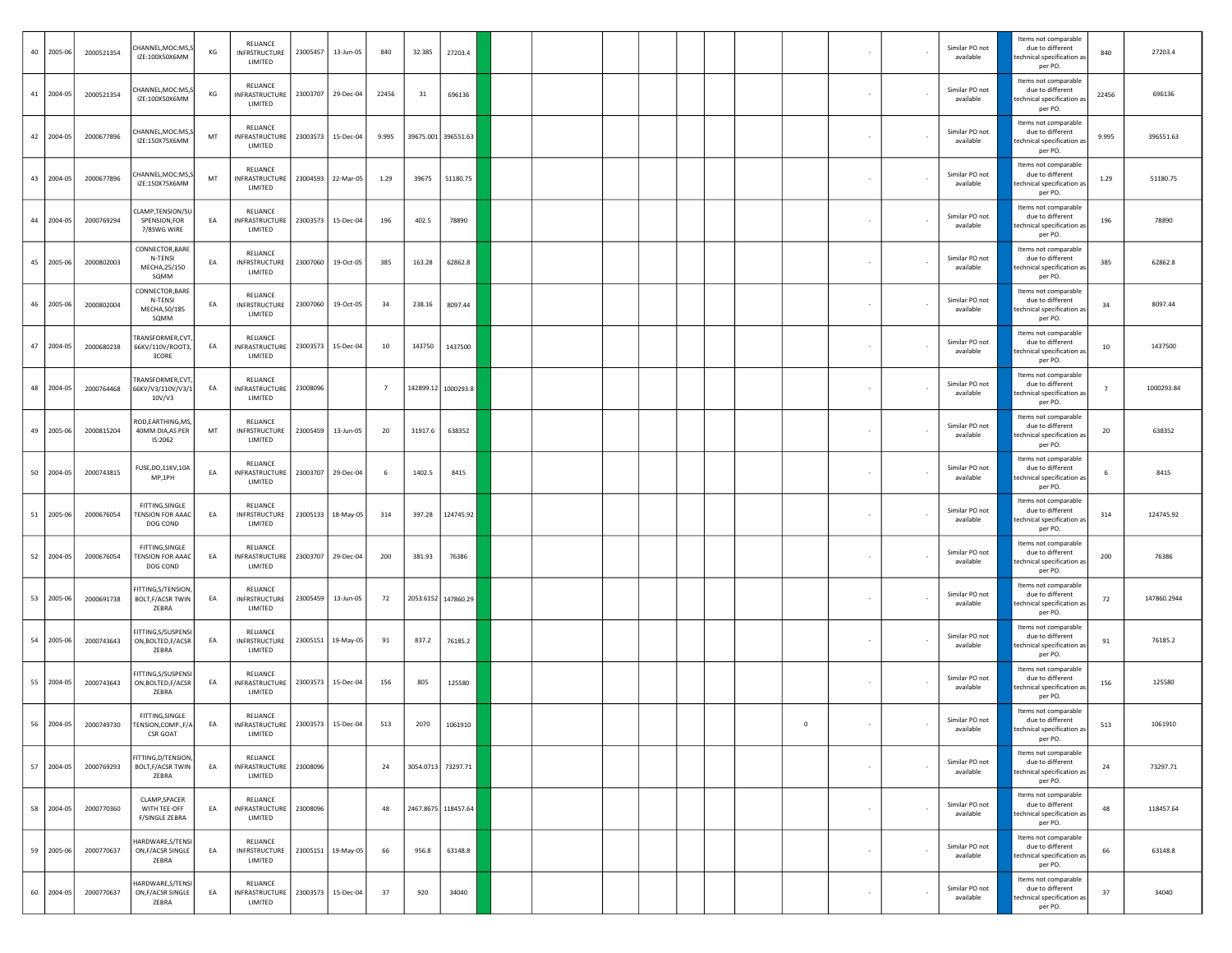| | | | | | | | | | | | | | | | | | | | | | | | | | | |
|---|---|---|---|---|---|---|---|---|---|---|---|---|---|---|---|---|---|---|---|---|---|---|---|---|---|---|
| 40 | 2005-06 | 2000521354 | CHANNEL,MOC:MS,SIZE:100X50X6MM | KG | RELIANCE INFRSTRUCTURE LIMITED | 23005457 | 13-Jun-05 | 840 | 32.385 | 27203.4 | | | | | | | | | | - | - | Similar PO not available | | Items not comparable due to different technical specification as per PO. | 840 | 27203.4 |
| 41 | 2004-05 | 2000521354 | CHANNEL,MOC:MS,SIZE:100X50X6MM | KG | RELIANCE INFRASTRUCTURE LIMITED | 23003707 | 29-Dec-04 | 22456 | 31 | 696136 | | | | | | | | | | - | - | Similar PO not available | | Items not comparable due to different technical specification as per PO. | 22456 | 696136 |
| 42 | 2004-05 | 2000677896 | CHANNEL,MOC:MS,SIZE:150X75X6MM | MT | RELIANCE INFRASTRUCTURE LIMITED | 23003573 | 15-Dec-04 | 9.995 | 39675.001 | 396551.63 | | | | | | | | | | - | - | Similar PO not available | | Items not comparable due to different technical specification as per PO. | 9.995 | 396551.63 |
| 43 | 2004-05 | 2000677896 | CHANNEL,MOC:MS,SIZE:150X75X6MM | MT | RELIANCE INFRASTRUCTURE LIMITED | 23004593 | 22-Mar-05 | 1.29 | 39675 | 51180.75 | | | | | | | | | | - | - | Similar PO not available | | Items not comparable due to different technical specification as per PO. | 1.29 | 51180.75 |
| 44 | 2004-05 | 2000769294 | CLAMP,TENSION/SUSPENSION,FOR 7/8SWG WIRE | EA | RELIANCE INFRASTRUCTURE LIMITED | 23003573 | 15-Dec-04 | 196 | 402.5 | 78890 | | | | | | | | | | - | - | Similar PO not available | | Items not comparable due to different technical specification as per PO. | 196 | 78890 |
| 45 | 2005-06 | 2000802003 | CONNECTOR,BARE N-TENSI MECHA,25/150 SQMM | EA | RELIANCE INFRSTRUCTURE LIMITED | 23007060 | 19-Oct-05 | 385 | 163.28 | 62862.8 | | | | | | | | | | - | - | Similar PO not available | | Items not comparable due to different technical specification as per PO. | 385 | 62862.8 |
| 46 | 2005-06 | 2000802004 | CONNECTOR,BARE N-TENSI MECHA,50/185 SQMM | EA | RELIANCE INFRSTRUCTURE LIMITED | 23007060 | 19-Oct-05 | 34 | 238.16 | 8097.44 | | | | | | | | | | - | - | Similar PO not available | | Items not comparable due to different technical specification as per PO. | 34 | 8097.44 |
| 47 | 2004-05 | 2000680238 | TRANSFORMER,CVT,66KV/110V/ROOT3,3CORE | EA | RELIANCE INFRASTRUCTURE LIMITED | 23003573 | 15-Dec-04 | 10 | 143750 | 1437500 | | | | | | | | | | - | - | Similar PO not available | | Items not comparable due to different technical specification as per PO. | 10 | 1437500 |
| 48 | 2004-05 | 2000764468 | TRANSFORMER,CVT,66KV/V3/110V/V3/110V/V3 | EA | RELIANCE INFRASTRUCTURE LIMITED | 23008096 | | 7 | 142899.12 | 1000293.8 | | | | | | | | | | - | - | Similar PO not available | | Items not comparable due to different technical specification as per PO. | 7 | 1000293.84 |
| 49 | 2005-06 | 2000815204 | ROD,EARTHING,MS,40MM DIA,AS PER IS:2062 | MT | RELIANCE INFRASTRUCTURE LIMITED | 23005459 | 13-Jun-05 | 20 | 31917.6 | 638352 | | | | | | | | | | - | - | Similar PO not available | | Items not comparable due to different technical specification as per PO. | 20 | 638352 |
| 50 | 2004-05 | 2000743815 | FUSE,DO,11KV,10AMP,1PH | EA | RELIANCE INFRASTRUCTURE LIMITED | 23003707 | 29-Dec-04 | 6 | 1402.5 | 8415 | | | | | | | | | | - | - | Similar PO not available | | Items not comparable due to different technical specification as per PO. | 6 | 8415 |
| 51 | 2005-06 | 2000676054 | FITTING,SINGLE TENSION FOR AAAC DOG COND | EA | RELIANCE INFRSTRUCTURE LIMITED | 23005133 | 18-May-05 | 314 | 397.28 | 124745.92 | | | | | | | | | | - | - | Similar PO not available | | Items not comparable due to different technical specification as per PO. | 314 | 124745.92 |
| 52 | 2004-05 | 2000676054 | FITTING,SINGLE TENSION FOR AAAC DOG COND | EA | RELIANCE INFRASTRUCTURE LIMITED | 23003707 | 29-Dec-04 | 200 | 381.93 | 76386 | | | | | | | | | | - | - | Similar PO not available | | Items not comparable due to different technical specification as per PO. | 200 | 76386 |
| 53 | 2005-06 | 2000691738 | FITTING,S/TENSION,BOLT,F/ACSR TWIN ZEBRA | EA | RELIANCE INFRASTRUCTURE LIMITED | 23005459 | 13-Jun-05 | 72 | 2053.6152 | 147860.29 | | | | | | | | | | - | - | Similar PO not available | | Items not comparable due to different technical specification as per PO. | 72 | 147860.2944 |
| 54 | 2005-06 | 2000743643 | FITTING,S/SUSPENSION,BOLTED,F/ACSR ZEBRA | EA | RELIANCE INFRSTRUCTURE LIMITED | 23005151 | 19-May-05 | 91 | 837.2 | 76185.2 | | | | | | | | | | - | - | Similar PO not available | | Items not comparable due to different technical specification as per PO. | 91 | 76185.2 |
| 55 | 2004-05 | 2000743643 | FITTING,S/SUSPENSION,BOLTED,F/ACSR ZEBRA | EA | RELIANCE INFRASTRUCTURE LIMITED | 23003573 | 15-Dec-04 | 156 | 805 | 125580 | | | | | | | | | | - | - | Similar PO not available | | Items not comparable due to different technical specification as per PO. | 156 | 125580 |
| 56 | 2004-05 | 2000749730 | FITTING,SINGLE TENSION,COMP.,F/ACSR GOAT | EA | RELIANCE INFRASTRUCTURE LIMITED | 23003573 | 15-Dec-04 | 513 | 2070 | 1061910 | | | | | | | | | 0 | - | - | Similar PO not available | | Items not comparable due to different technical specification as per PO. | 513 | 1061910 |
| 57 | 2004-05 | 2000769293 | FITTING,D/TENSION,BOLT,F/ACSR TWIN ZEBRA | EA | RELIANCE INFRASTRUCTURE LIMITED | 23008096 | | 24 | 3054.0713 | 73297.71 | | | | | | | | | | - | - | Similar PO not available | | Items not comparable due to different technical specification as per PO. | 24 | 73297.71 |
| 58 | 2004-05 | 2000770360 | CLAMP,SPACER WITH TEE-OFF F/SINGLE ZEBRA | EA | RELIANCE INFRASTRUCTURE LIMITED | 23008096 | | 48 | 2467.8675 | 118457.64 | | | | | | | | | | - | - | Similar PO not available | | Items not comparable due to different technical specification as per PO. | 48 | 118457.64 |
| 59 | 2005-06 | 2000770637 | HARDWARE,S/TENSION,F/ACSR SINGLE ZEBRA | EA | RELIANCE INFRSTRUCTURE LIMITED | 23005151 | 19-May-05 | 66 | 956.8 | 63148.8 | | | | | | | | | | - | - | Similar PO not available | | Items not comparable due to different technical specification as per PO. | 66 | 63148.8 |
| 60 | 2004-05 | 2000770637 | HARDWARE,S/TENSION,F/ACSR SINGLE ZEBRA | EA | RELIANCE INFRASTRUCTURE LIMITED | 23003573 | 15-Dec-04 | 37 | 920 | 34040 | | | | | | | | | | - | - | Similar PO not available | | Items not comparable due to different technical specification as per PO. | 37 | 34040 |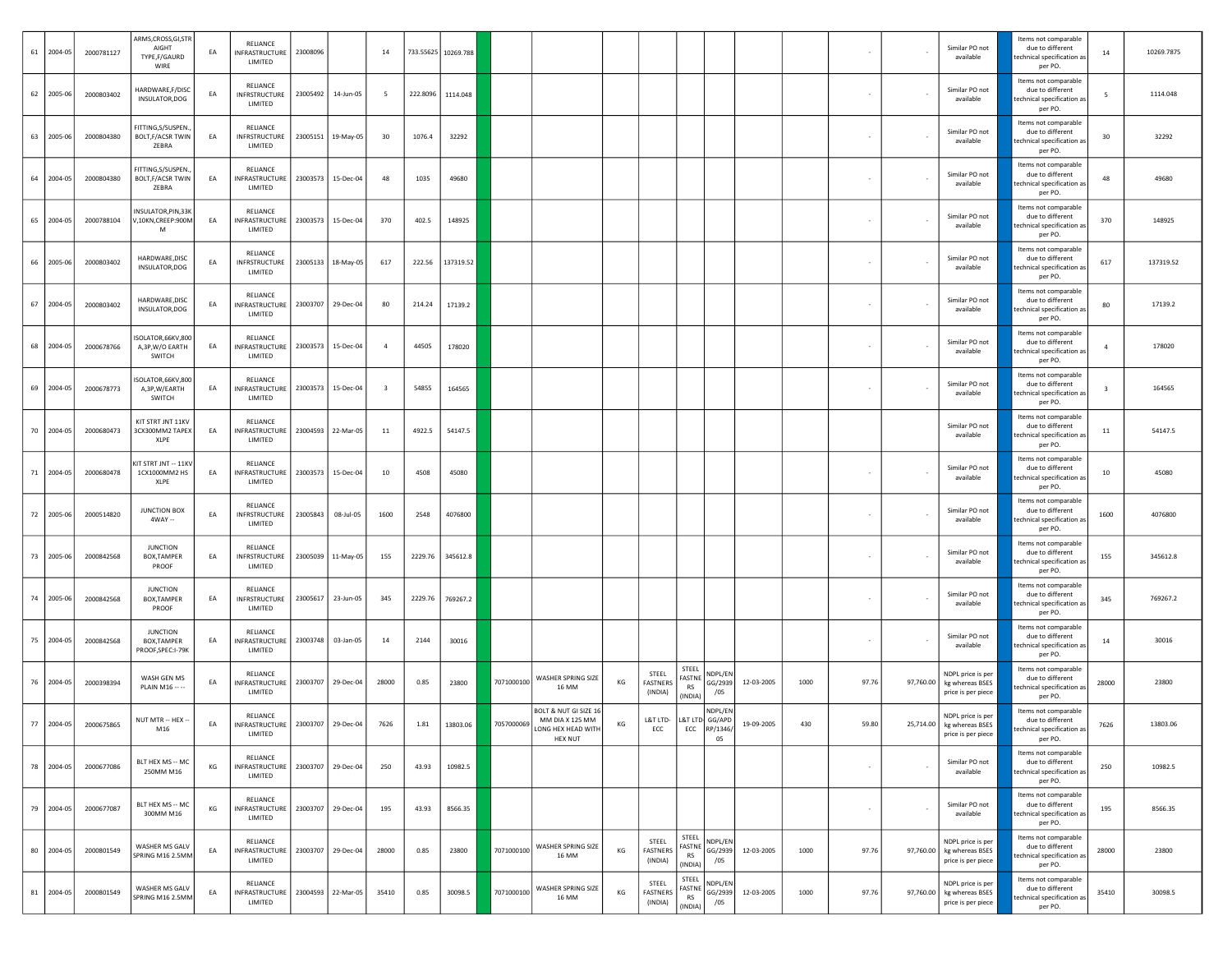| | | | | | | | | | | | | | | | | | | | | | | | | | | |
|---|---|---|---|---|---|---|---|---|---|---|---|---|---|---|---|---|---|---|---|---|---|---|---|---|---|---|
| 61 | 2004-05 | 2000781127 | ARMS,CROSS,GI,STRAIGHT TYPE,F/GAURD WIRE | EA | RELIANCE INFRASTRUCTURE LIMITED | 23008096 | | 14 | 733.55625 | 10269.788 | | | | | | | | | | - | - | Similar PO not available | | Items not comparable due to different technical specification as per PO. | 14 | 10269.7875 |
| 62 | 2005-06 | 2000803402 | HARDWARE,F/DISC INSULATOR,DOG | EA | RELIANCE INFRSTRUCTURE LIMITED | 23005492 | 14-Jun-05 | 5 | 222.8096 | 1114.048 | | | | | | | | | | - | - | Similar PO not available | | Items not comparable due to different technical specification as per PO. | 5 | 1114.048 |
| 63 | 2005-06 | 2000804380 | FITTING,S/SUSPEN.,BOLT,F/ACSR TWIN ZEBRA | EA | RELIANCE INFRSTRUCTURE LIMITED | 23005151 | 19-May-05 | 30 | 1076.4 | 32292 | | | | | | | | | | - | - | Similar PO not available | | Items not comparable due to different technical specification as per PO. | 30 | 32292 |
| 64 | 2004-05 | 2000804380 | FITTING,S/SUSPEN.,BOLT,F/ACSR TWIN ZEBRA | EA | RELIANCE INFRASTRUCTURE LIMITED | 23003573 | 15-Dec-04 | 48 | 1035 | 49680 | | | | | | | | | | - | - | Similar PO not available | | Items not comparable due to different technical specification as per PO. | 48 | 49680 |
| 65 | 2004-05 | 2000788104 | INSULATOR,PIN,33KV,10KN,CREEP:900MM | EA | RELIANCE INFRASTRUCTURE LIMITED | 23003573 | 15-Dec-04 | 370 | 402.5 | 148925 | | | | | | | | | | - | - | Similar PO not available | | Items not comparable due to different technical specification as per PO. | 370 | 148925 |
| 66 | 2005-06 | 2000803402 | HARDWARE,DISC INSULATOR,DOG | EA | RELIANCE INFRSTRUCTURE LIMITED | 23005133 | 18-May-05 | 617 | 222.56 | 137319.52 | | | | | | | | | | - | - | Similar PO not available | | Items not comparable due to different technical specification as per PO. | 617 | 137319.52 |
| 67 | 2004-05 | 2000803402 | HARDWARE,DISC INSULATOR,DOG | EA | RELIANCE INFRASTRUCTURE LIMITED | 23003707 | 29-Dec-04 | 80 | 214.24 | 17139.2 | | | | | | | | | | - | - | Similar PO not available | | Items not comparable due to different technical specification as per PO. | 80 | 17139.2 |
| 68 | 2004-05 | 2000678766 | ISOLATOR,66KV,800A,3P,W/O EARTH SWITCH | EA | RELIANCE INFRASTRUCTURE LIMITED | 23003573 | 15-Dec-04 | 4 | 44505 | 178020 | | | | | | | | | | - | - | Similar PO not available | | Items not comparable due to different technical specification as per PO. | 4 | 178020 |
| 69 | 2004-05 | 2000678773 | ISOLATOR,66KV,800A,3P,W/EARTH SWITCH | EA | RELIANCE INFRASTRUCTURE LIMITED | 23003573 | 15-Dec-04 | 3 | 54855 | 164565 | | | | | | | | | | - | - | Similar PO not available | | Items not comparable due to different technical specification as per PO. | 3 | 164565 |
| 70 | 2004-05 | 2000680473 | KIT STRT JNT 11KV 3CX300MM2 TAPEX XLPE | EA | RELIANCE INFRASTRUCTURE LIMITED | 23004593 | 22-Mar-05 | 11 | 4922.5 | 54147.5 | | | | | | | | | | | | Similar PO not available | | Items not comparable due to different technical specification as per PO. | 11 | 54147.5 |
| 71 | 2004-05 | 2000680478 | KIT STRT JNT -- 11KV 1CX1000MM2 HS XLPE | EA | RELIANCE INFRASTRUCTURE LIMITED | 23003573 | 15-Dec-04 | 10 | 4508 | 45080 | | | | | | | | | | - | - | Similar PO not available | | Items not comparable due to different technical specification as per PO. | 10 | 45080 |
| 72 | 2005-06 | 2000514820 | JUNCTION BOX 4WAY -- | EA | RELIANCE INFRSTRUCTURE LIMITED | 23005843 | 08-Jul-05 | 1600 | 2548 | 4076800 | | | | | | | | | | - | - | Similar PO not available | | Items not comparable due to different technical specification as per PO. | 1600 | 4076800 |
| 73 | 2005-06 | 2000842568 | JUNCTION BOX,TAMPER PROOF | EA | RELIANCE INFRSTRUCTURE LIMITED | 23005039 | 11-May-05 | 155 | 2229.76 | 345612.8 | | | | | | | | | | - | - | Similar PO not available | | Items not comparable due to different technical specification as per PO. | 155 | 345612.8 |
| 74 | 2005-06 | 2000842568 | JUNCTION BOX,TAMPER PROOF | EA | RELIANCE INFRSTRUCTURE LIMITED | 23005617 | 23-Jun-05 | 345 | 2229.76 | 769267.2 | | | | | | | | | | - | - | Similar PO not available | | Items not comparable due to different technical specification as per PO. | 345 | 769267.2 |
| 75 | 2004-05 | 2000842568 | JUNCTION BOX,TAMPER PROOF,SPEC:I-79K | EA | RELIANCE INFRASTRUCTURE LIMITED | 23003748 | 03-Jan-05 | 14 | 2144 | 30016 | | | | | | | | | | - | - | Similar PO not available | | Items not comparable due to different technical specification as per PO. | 14 | 30016 |
| 76 | 2004-05 | 2000398394 | WASH GEN MS PLAIN M16 -- -- | EA | RELIANCE INFRASTRUCTURE LIMITED | 23003707 | 29-Dec-04 | 28000 | 0.85 | 23800 | | 7071000100 | WASHER SPRING SIZE 16 MM | KG | STEEL FASTNERS (INDIA) | STEEL FASTNERS (INDIA) | NDPL/ENGG/2939/05 | 12-03-2005 | 1000 | 97.76 | 97,760.00 | NDPL price is per kg whereas BSES price is per piece | | Items not comparable due to different technical specification as per PO. | 28000 | 23800 |
| 77 | 2004-05 | 2000675865 | NUT MTR -- HEX -- M16 | EA | RELIANCE INFRASTRUCTURE LIMITED | 23003707 | 29-Dec-04 | 7626 | 1.81 | 13803.06 | | 7057000069 | BOLT & NUT GI SIZE 16 MM DIA X 125 MM LONG HEX HEAD WITH HEX NUT | KG | L&T LTD-ECC | L&T LTD-ECC | NDPL/ENGG/APDRP/1346/05 | 19-09-2005 | 430 | 59.80 | 25,714.00 | NDPL price is per kg whereas BSES price is per piece | | Items not comparable due to different technical specification as per PO. | 7626 | 13803.06 |
| 78 | 2004-05 | 2000677086 | BLT HEX MS -- MC 250MM M16 | KG | RELIANCE INFRASTRUCTURE LIMITED | 23003707 | 29-Dec-04 | 250 | 43.93 | 10982.5 | | | | | | | | | | - | - | Similar PO not available | | Items not comparable due to different technical specification as per PO. | 250 | 10982.5 |
| 79 | 2004-05 | 2000677087 | BLT HEX MS -- MC 300MM M16 | KG | RELIANCE INFRASTRUCTURE LIMITED | 23003707 | 29-Dec-04 | 195 | 43.93 | 8566.35 | | | | | | | | | | - | - | Similar PO not available | | Items not comparable due to different technical specification as per PO. | 195 | 8566.35 |
| 80 | 2004-05 | 2000801549 | WASHER MS GALV SPRING M16 2.5MM | EA | RELIANCE INFRASTRUCTURE LIMITED | 23003707 | 29-Dec-04 | 28000 | 0.85 | 23800 | | 7071000100 | WASHER SPRING SIZE 16 MM | KG | STEEL FASTNERS (INDIA) | STEEL FASTNERS (INDIA) | NDPL/ENGG/2939/05 | 12-03-2005 | 1000 | 97.76 | 97,760.00 | NDPL price is per kg whereas BSES price is per piece | | Items not comparable due to different technical specification as per PO. | 28000 | 23800 |
| 81 | 2004-05 | 2000801549 | WASHER MS GALV SPRING M16 2.5MM | EA | RELIANCE INFRASTRUCTURE LIMITED | 23004593 | 22-Mar-05 | 35410 | 0.85 | 30098.5 | | 7071000100 | WASHER SPRING SIZE 16 MM | KG | STEEL FASTNERS (INDIA) | STEEL FASTNERS (INDIA) | NDPL/ENGG/2939/05 | 12-03-2005 | 1000 | 97.76 | 97,760.00 | NDPL price is per kg whereas BSES price is per piece | | Items not comparable due to different technical specification as per PO. | 35410 | 30098.5 |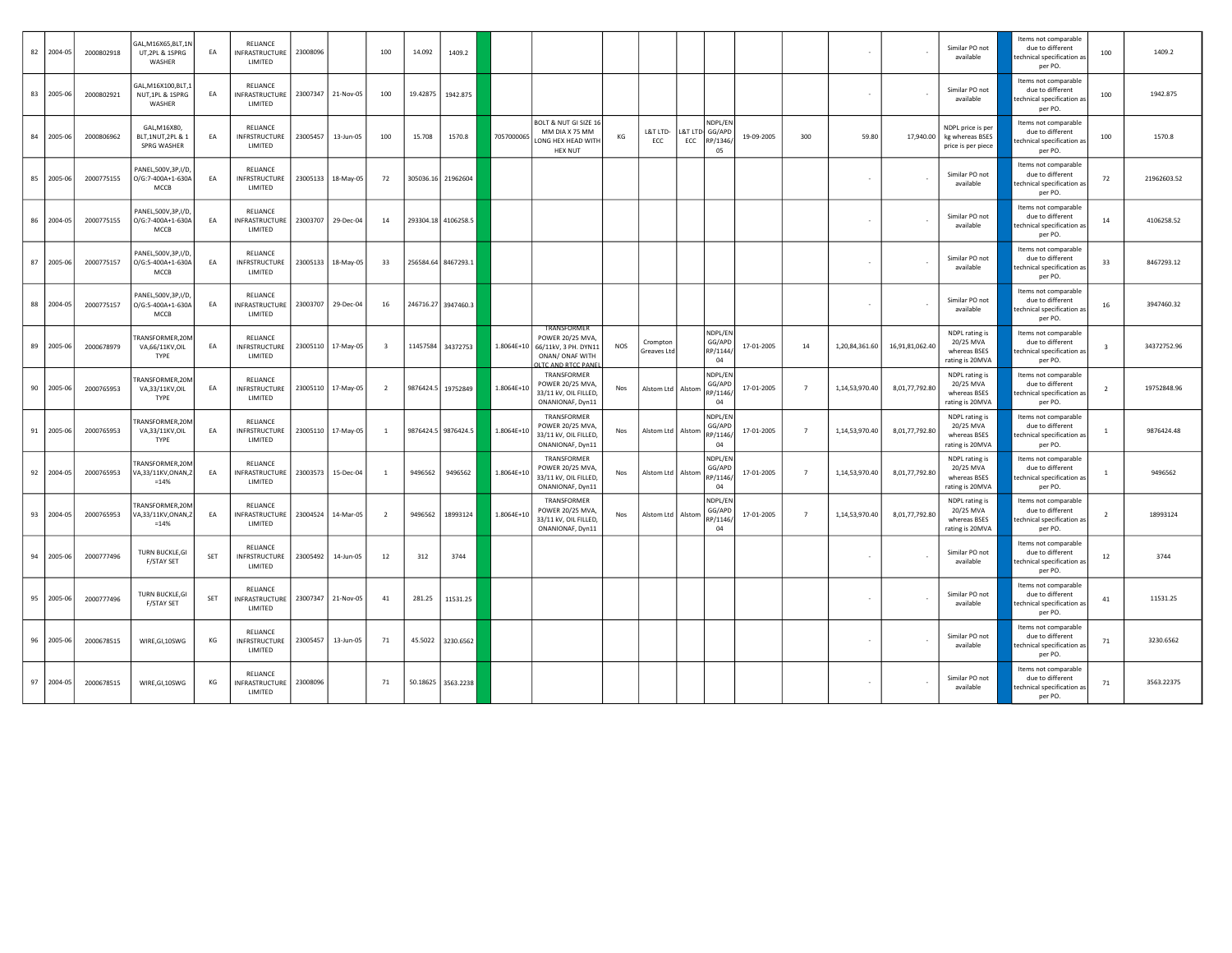| | | | | | | | | | | | | | | | | | | | | | | | | |
|---|---|---|---|---|---|---|---|---|---|---|---|---|---|---|---|---|---|---|---|---|---|---|---|---|
| 82 | 2004-05 | 2000802918 | GAL,M16X65,BLT,1NUT,2PL & 1SPRG WASHER | EA | RELIANCE INFRASTRUCTURE LIMITED | 23008096 | | 100 | 14.092 | 1409.2 | | | | | | | | | | - | - | Similar PO not available | | Items not comparable due to different technical specification as per PO. | 100 | 1409.2 |
| 83 | 2005-06 | 2000802921 | GAL,M16X100,BLT,1NUT,1PL & 1SPRG WASHER | EA | RELIANCE INFRASTRUCTURE LIMITED | 23007347 | 21-Nov-05 | 100 | 19.42875 | 1942.875 | | | | | | | | | | - | - | Similar PO not available | | Items not comparable due to different technical specification as per PO. | 100 | 1942.875 |
| 84 | 2005-06 | 2000806962 | GAL,M16X80, BLT,1NUT,2PL & 1 SPRG WASHER | EA | RELIANCE INFRSTRUCTURE LIMITED | 23005457 | 13-Jun-05 | 100 | 15.708 | 1570.8 | | 7057000065 | BOLT & NUT GI SIZE 16 MM DIA X 75 MM LONG HEX HEAD WITH HEX NUT | KG | L&T LTD-ECC | L&T LTD-ECC | NDPL/ENGG/APDRP/1346/05 | 19-09-2005 | 300 | 59.80 | 17,940.00 | NDPL price is per kg whereas BSES price is per piece | | Items not comparable due to different technical specification as per PO. | 100 | 1570.8 |
| 85 | 2005-06 | 2000775155 | PANEL,500V,3P,I/D,O/G:7-400A+1-630A MCCB | EA | RELIANCE INFRSTRUCTURE LIMITED | 23005133 | 18-May-05 | 72 | 305036.16 | 21962604 | | | | | | | | | | - | - | Similar PO not available | | Items not comparable due to different technical specification as per PO. | 72 | 21962603.52 |
| 86 | 2004-05 | 2000775155 | PANEL,500V,3P,I/D,O/G:7-400A+1-630A MCCB | EA | RELIANCE INFRASTRUCTURE LIMITED | 23003707 | 29-Dec-04 | 14 | 293304.18 | 4106258.5 | | | | | | | | | | - | - | Similar PO not available | | Items not comparable due to different technical specification as per PO. | 14 | 4106258.52 |
| 87 | 2005-06 | 2000775157 | PANEL,500V,3P,I/D,O/G:5-400A+1-630A MCCB | EA | RELIANCE INFRSTRUCTURE LIMITED | 23005133 | 18-May-05 | 33 | 256584.64 | 8467293.1 | | | | | | | | | | - | - | Similar PO not available | | Items not comparable due to different technical specification as per PO. | 33 | 8467293.12 |
| 88 | 2004-05 | 2000775157 | PANEL,500V,3P,I/D,O/G:5-400A+1-630A MCCB | EA | RELIANCE INFRASTRUCTURE LIMITED | 23003707 | 29-Dec-04 | 16 | 246716.27 | 3947460.3 | | | | | | | | | | - | - | Similar PO not available | | Items not comparable due to different technical specification as per PO. | 16 | 3947460.32 |
| 89 | 2005-06 | 2000678979 | TRANSFORMER,20MVA,66/11KV,OIL TYPE | EA | RELIANCE INFRSTRUCTURE LIMITED | 23005110 | 17-May-05 | 3 | 11457584 | 34372753 | | 1.8064E+10 | TRANSFORMER POWER 20/25 MVA, 66/11kV, 3 PH. DYN11 ONAN/ ONAF WITH OLTC AND RTCC PANEL | NOS | Crompton Greaves Ltd | | NDPL/ENGG/APDRP/1144/04 | 17-01-2005 | 14 | 1,20,84,361.60 | 16,91,81,062.40 | NDPL rating is 20/25 MVA whereas BSES rating is 20MVA | | Items not comparable due to different technical specification as per PO. | 3 | 34372752.96 |
| 90 | 2005-06 | 2000765953 | TRANSFORMER,20MVA,33/11KV,OIL TYPE | EA | RELIANCE INFRSTRUCTURE LIMITED | 23005110 | 17-May-05 | 2 | 9876424.5 | 19752849 | | 1.8064E+10 | TRANSFORMER POWER 20/25 MVA, 33/11 kV, OIL FILLED, ONANIONAF, Dyn11 | Nos | Alstom Ltd | Alstom | NDPL/ENGG/APDRP/1146/04 | 17-01-2005 | 7 | 1,14,53,970.40 | 8,01,77,792.80 | NDPL rating is 20/25 MVA whereas BSES rating is 20MVA | | Items not comparable due to different technical specification as per PO. | 2 | 19752848.96 |
| 91 | 2005-06 | 2000765953 | TRANSFORMER,20MVA,33/11KV,OIL TYPE | EA | RELIANCE INFRSTRUCTURE LIMITED | 23005110 | 17-May-05 | 1 | 9876424.5 | 9876424.5 | | 1.8064E+10 | TRANSFORMER POWER 20/25 MVA, 33/11 kV, OIL FILLED, ONANIONAF, Dyn11 | Nos | Alstom Ltd | Alstom | NDPL/ENGG/APDRP/1146/04 | 17-01-2005 | 7 | 1,14,53,970.40 | 8,01,77,792.80 | NDPL rating is 20/25 MVA whereas BSES rating is 20MVA | | Items not comparable due to different technical specification as per PO. | 1 | 9876424.48 |
| 92 | 2004-05 | 2000765953 | TRANSFORMER,20MVA,33/11KV,ONAN,Z=14% | EA | RELIANCE INFRASTRUCTURE LIMITED | 23003573 | 15-Dec-04 | 1 | 9496562 | 9496562 | | 1.8064E+10 | TRANSFORMER POWER 20/25 MVA, 33/11 kV, OIL FILLED, ONANIONAF, Dyn11 | Nos | Alstom Ltd | Alstom | NDPL/ENGG/APDRP/1146/04 | 17-01-2005 | 7 | 1,14,53,970.40 | 8,01,77,792.80 | NDPL rating is 20/25 MVA whereas BSES rating is 20MVA | | Items not comparable due to different technical specification as per PO. | 1 | 9496562 |
| 93 | 2004-05 | 2000765953 | TRANSFORMER,20MVA,33/11KV,ONAN,Z=14% | EA | RELIANCE INFRASTRUCTURE LIMITED | 23004524 | 14-Mar-05 | 2 | 9496562 | 18993124 | | 1.8064E+10 | TRANSFORMER POWER 20/25 MVA, 33/11 kV, OIL FILLED, ONANIONAF, Dyn11 | Nos | Alstom Ltd | Alstom | NDPL/ENGG/APDRP/1146/04 | 17-01-2005 | 7 | 1,14,53,970.40 | 8,01,77,792.80 | NDPL rating is 20/25 MVA whereas BSES rating is 20MVA | | Items not comparable due to different technical specification as per PO. | 2 | 18993124 |
| 94 | 2005-06 | 2000777496 | TURN BUCKLE,GI F/STAY SET | SET | RELIANCE INFRSTRUCTURE LIMITED | 23005492 | 14-Jun-05 | 12 | 312 | 3744 | | | | | | | | | | - | - | Similar PO not available | | Items not comparable due to different technical specification as per PO. | 12 | 3744 |
| 95 | 2005-06 | 2000777496 | TURN BUCKLE,GI F/STAY SET | SET | RELIANCE INFRASTRUCTURE LIMITED | 23007347 | 21-Nov-05 | 41 | 281.25 | 11531.25 | | | | | | | | | | - | - | Similar PO not available | | Items not comparable due to different technical specification as per PO. | 41 | 11531.25 |
| 96 | 2005-06 | 2000678515 | WIRE,GI,10SWG | KG | RELIANCE INFRSTRUCTURE LIMITED | 23005457 | 13-Jun-05 | 71 | 45.5022 | 3230.6562 | | | | | | | | | | - | - | Similar PO not available | | Items not comparable due to different technical specification as per PO. | 71 | 3230.6562 |
| 97 | 2004-05 | 2000678515 | WIRE,GI,10SWG | KG | RELIANCE INFRASTRUCTURE LIMITED | 23008096 | | 71 | 50.18625 | 3563.2238 | | | | | | | | | | - | - | Similar PO not available | | Items not comparable due to different technical specification as per PO. | 71 | 3563.22375 |